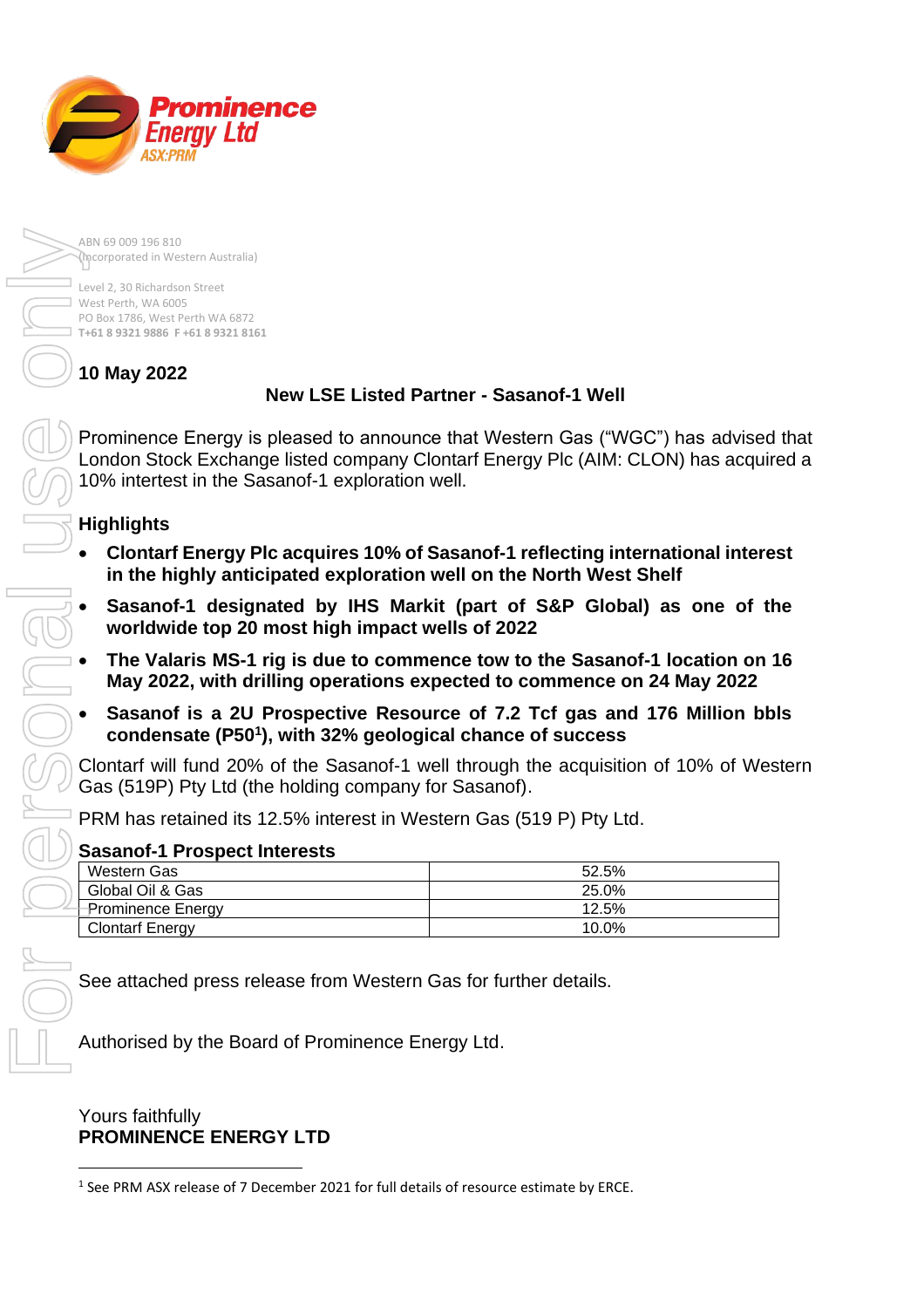Prominence Energy Ltd
ASX:PRM

ABN 69 009 196 810
(Incorporated in Western Australia)

Level 2, 30 Richardson Street
West Perth, WA 6005
PO Box 1786, West Perth WA 6872
**T+61 8 9321 9886 F +61 8 9321 8161**

**10 May 2022**

## New LSE Listed Partner - Sasanof-1 Well

Prominence Energy is pleased to announce that Western Gas ("WGC") has advised that London Stock Exchange listed company Clontarf Energy Plc (AIM: CLON) has acquired a 10% intertest in the Sasanof-1 exploration well.

### Highlights

- **Clontarf Energy Plc acquires 10% of Sasanof-1 reflecting international interest in the highly anticipated exploration well on the North West Shelf**
- **Sasanof-1 designated by IHS Markit (part of S&P Global) as one of the worldwide top 20 most high impact wells of 2022**
- **The Valaris MS-1 rig is due to commence tow to the Sasanof-1 location on 16 May 2022, with drilling operations expected to commence on 24 May 2022**
- **Sasanof is a 2U Prospective Resource of 7.2 Tcf gas and 176 Million bbls condensate (P50[1]), with 32% geological chance of success**

Clontarf will fund 20% of the Sasanof-1 well through the acquisition of 10% of Western Gas (519P) Pty Ltd (the holding company for Sasanof).

PRM has retained its 12.5% interest in Western Gas (519 P) Pty Ltd.

### Sasanof-1 Prospect Interests

| | |
|---|---|
| Western Gas | 52.5% |
| Global Oil & Gas | 25.0% |
| Prominence Energy | 12.5% |
| Clontarf Energy | 10.0% |

See attached press release from Western Gas for further details.

Authorised by the Board of Prominence Energy Ltd.

Yours faithfully
**PROMINENCE ENERGY LTD**

[1] See PRM ASX release of 7 December 2021 for full details of resource estimate by ERCE.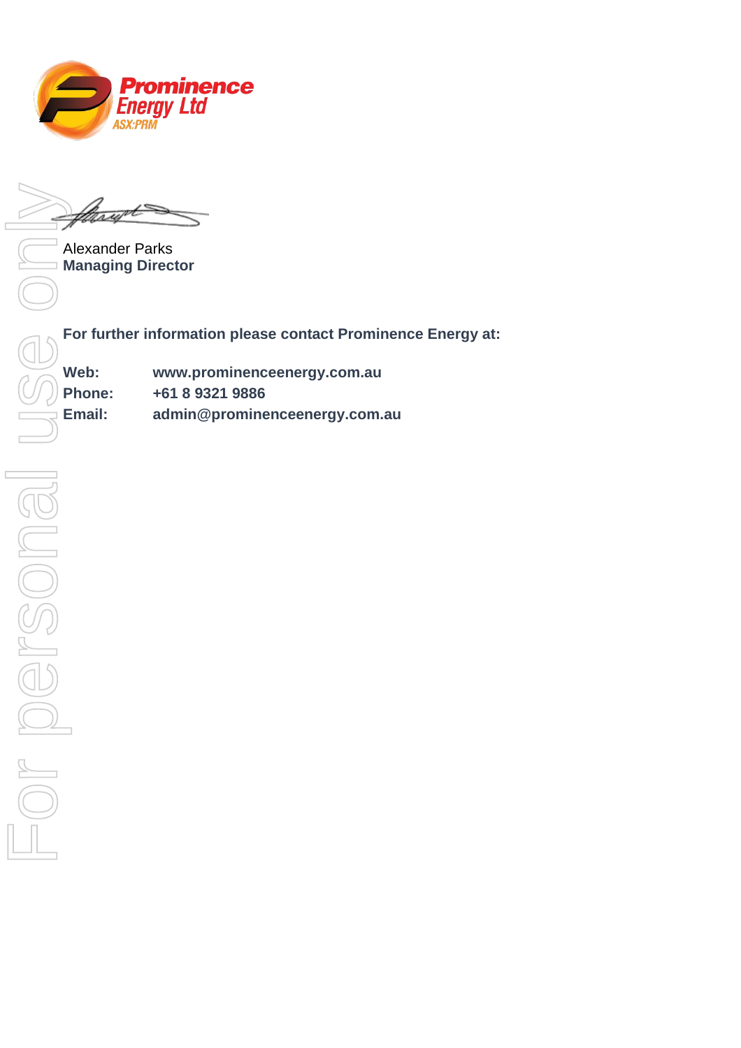Alexander Parks
**Managing Director**

**For further information please contact Prominence Energy at:**

**Web:** **www.prominenceenergy.com.au**
**Phone:** **+61 8 9321 9886**
**Email:** **admin@prominenceenergy.com.au**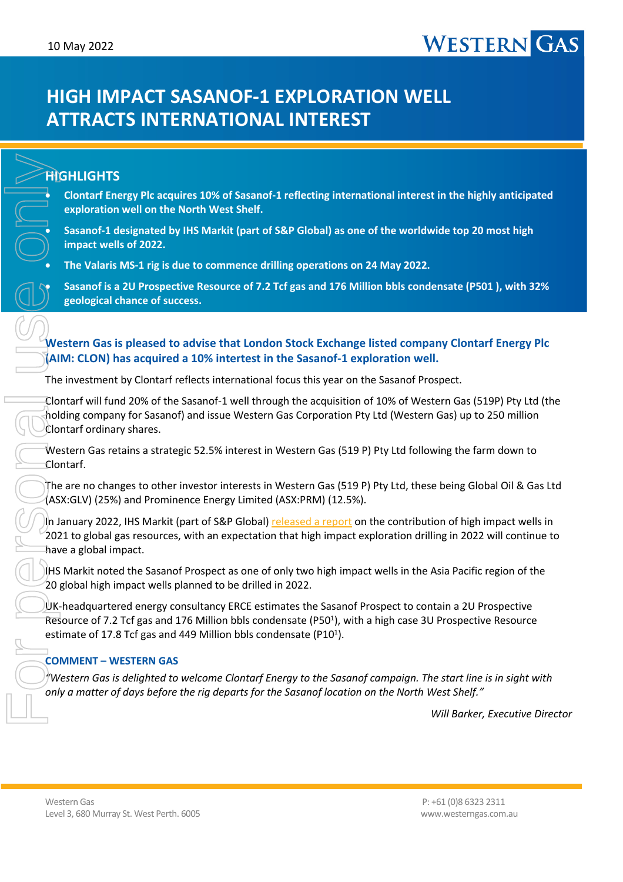10 May 2022

# HIGH IMPACT SASANOF-1 EXPLORATION WELL ATTRACTS INTERNATIONAL INTEREST

## HIGHLIGHTS

- **Clontarf Energy Plc acquires 10% of Sasanof-1 reflecting international interest in the highly anticipated exploration well on the North West Shelf.**
- **Sasanof-1 designated by IHS Markit (part of S&P Global) as one of the worldwide top 20 most high impact wells of 2022.**
- **The Valaris MS-1 rig is due to commence drilling operations on 24 May 2022.**
- **Sasanof is a 2U Prospective Resource of 7.2 Tcf gas and 176 Million bbls condensate (P501 ), with 32% geological chance of success.**

### Western Gas is pleased to advise that London Stock Exchange listed company Clontarf Energy Plc (AIM: CLON) has acquired a 10% intertest in the Sasanof-1 exploration well.

The investment by Clontarf reflects international focus this year on the Sasanof Prospect.

Clontarf will fund 20% of the Sasanof-1 well through the acquisition of 10% of Western Gas (519P) Pty Ltd (the holding company for Sasanof) and issue Western Gas Corporation Pty Ltd (Western Gas) up to 250 million Clontarf ordinary shares.

Western Gas retains a strategic 52.5% interest in Western Gas (519 P) Pty Ltd following the farm down to Clontarf.

The are no changes to other investor interests in Western Gas (519 P) Pty Ltd, these being Global Oil & Gas Ltd (ASX:GLV) (25%) and Prominence Energy Limited (ASX:PRM) (12.5%).

In January 2022, IHS Markit (part of S&P Global) released a report on the contribution of high impact wells in 2021 to global gas resources, with an expectation that high impact exploration drilling in 2022 will continue to have a global impact.

IHS Markit noted the Sasanof Prospect as one of only two high impact wells in the Asia Pacific region of the 20 global high impact wells planned to be drilled in 2022.

UK-headquartered energy consultancy ERCE estimates the Sasanof Prospect to contain a 2U Prospective Resource of 7.2 Tcf gas and 176 Million bbls condensate (P50[1]), with a high case 3U Prospective Resource estimate of 17.8 Tcf gas and 449 Million bbls condensate (P10[1]).

### COMMENT – WESTERN GAS

*"Western Gas is delighted to welcome Clontarf Energy to the Sasanof campaign. The start line is in sight with only a matter of days before the rig departs for the Sasanof location on the North West Shelf."*

*Will Barker, Executive Director*

Western Gas
Level 3, 680 Murray St. West Perth. 6005

P: +61 (0)8 6323 2311
www.westerngas.com.au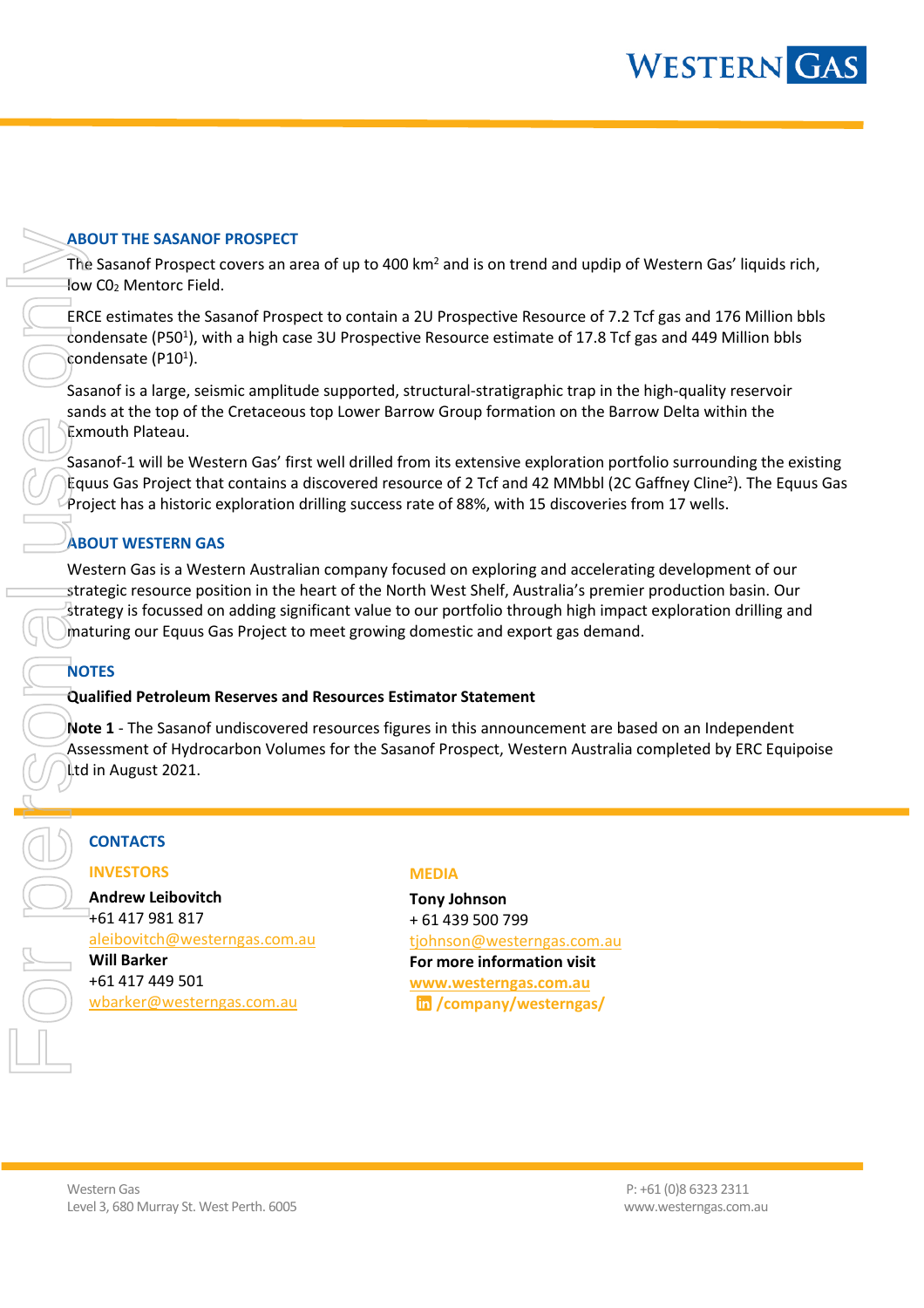## ABOUT THE SASANOF PROSPECT

The Sasanof Prospect covers an area of up to 400 km$^2$ and is on trend and updip of Western Gas' liquids rich, low $CO_2$ Mentorc Field.

ERCE estimates the Sasanof Prospect to contain a 2U Prospective Resource of 7.2 Tcf gas and 176 Million bbls condensate (P50[1]), with a high case 3U Prospective Resource estimate of 17.8 Tcf gas and 449 Million bbls condensate (P10[1]).

Sasanof is a large, seismic amplitude supported, structural-stratigraphic trap in the high-quality reservoir sands at the top of the Cretaceous top Lower Barrow Group formation on the Barrow Delta within the Exmouth Plateau.

Sasanof-1 will be Western Gas' first well drilled from its extensive exploration portfolio surrounding the existing Equus Gas Project that contains a discovered resource of 2 Tcf and 42 MMbbl (2C Gaffney Cline[2]). The Equus Gas Project has a historic exploration drilling success rate of 88%, with 15 discoveries from 17 wells.

## ABOUT WESTERN GAS

Western Gas is a Western Australian company focused on exploring and accelerating development of our strategic resource position in the heart of the North West Shelf, Australia's premier production basin. Our strategy is focussed on adding significant value to our portfolio through high impact exploration drilling and maturing our Equus Gas Project to meet growing domestic and export gas demand.

## NOTES

**Qualified Petroleum Reserves and Resources Estimator Statement**

**Note 1** - The Sasanof undiscovered resources figures in this announcement are based on an Independent Assessment of Hydrocarbon Volumes for the Sasanof Prospect, Western Australia completed by ERC Equipoise Ltd in August 2021.

## CONTACTS

### INVESTORS

**Andrew Leibovitch**
+61 417 981 817
aleibovitch@westerngas.com.au

**Will Barker**
+61 417 449 501
wbarker@westerngas.com.au

### MEDIA

**Tony Johnson**
+ 61 439 500 799
tjohnson@westerngas.com.au

**For more information visit**
www.westerngas.com.au
/company/westerngas/

Western Gas
Level 3, 680 Murray St. West Perth. 6005

P: +61 (0)8 6323 2311
www.westerngas.com.au